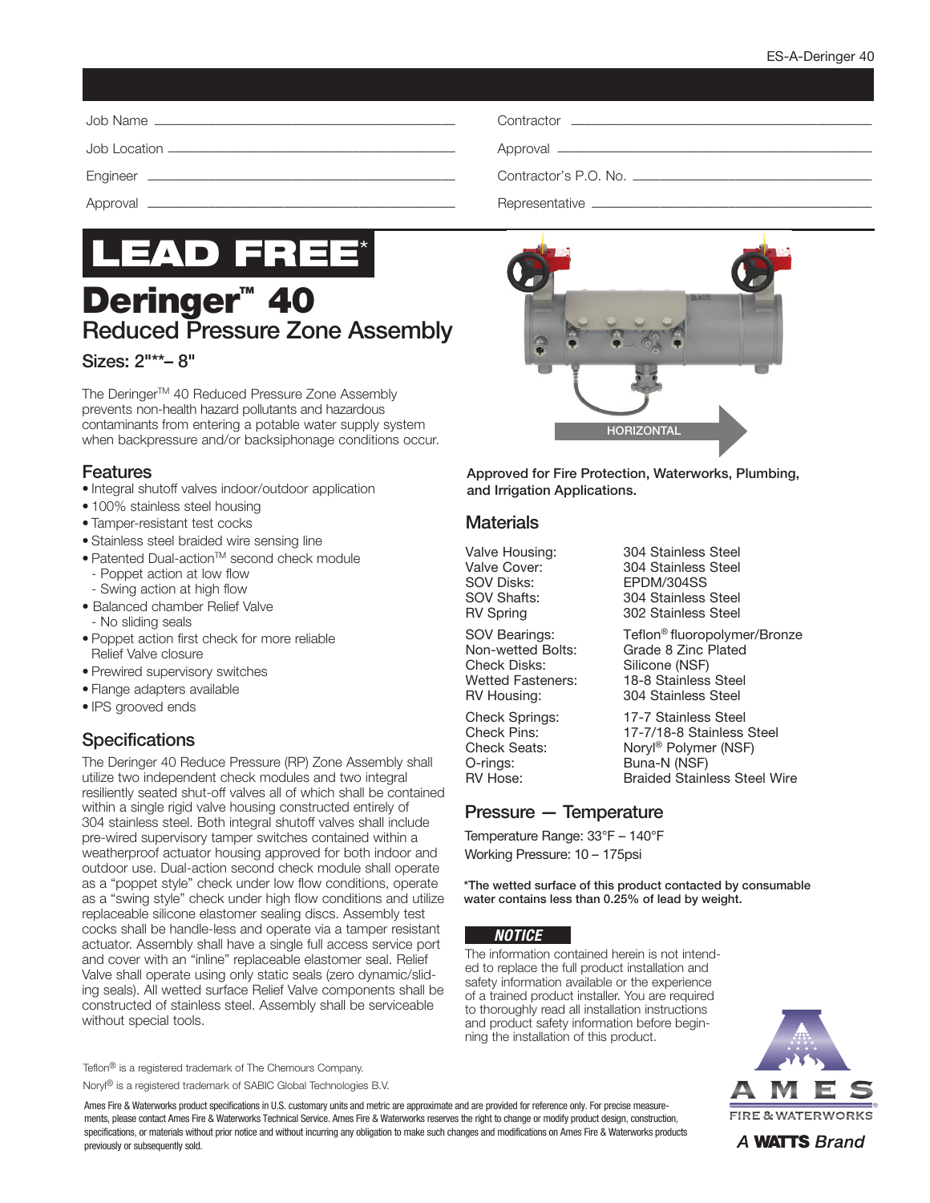| | | | |
|---|---|---|---|
| Job Name | | Contractor | |
| Job Location | | Approval | |
| Engineer | | Contractor's P.O. No. | |
| Approval | | Representative | |

# LEAD FREE*

# Deringer™ 40

## Reduced Pressure Zone Assembly

### Sizes: 2"**– 8"

The Deringer™ 40 Reduced Pressure Zone Assembly prevents non-health hazard pollutants and hazardous contaminants from entering a potable water supply system when backpressure and/or backsiphonage conditions occur.

HORIZONTAL

**Approved for Fire Protection, Waterworks, Plumbing, and Irrigation Applications.**

## Features

- Integral shutoff valves indoor/outdoor application
- 100% stainless steel housing
- Tamper-resistant test cocks
- Stainless steel braided wire sensing line
- Patented Dual-action™ second check module
  - Poppet action at low flow
  - Swing action at high flow
- Balanced chamber Relief Valve
  - No sliding seals
- Poppet action first check for more reliable Relief Valve closure
- Prewired supervisory switches
- Flange adapters available
- IPS grooved ends

## Specifications

The Deringer 40 Reduce Pressure (RP) Zone Assembly shall utilize two independent check modules and two integral resiliently seated shut-off valves all of which shall be contained within a single rigid valve housing constructed entirely of 304 stainless steel. Both integral shutoff valves shall include pre-wired supervisory tamper switches contained within a weatherproof actuator housing approved for both indoor and outdoor use. Dual-action second check module shall operate as a "poppet style" check under low flow conditions, operate as a "swing style" check under high flow conditions and utilize replaceable silicone elastomer sealing discs. Assembly test cocks shall be handle-less and operate via a tamper resistant actuator. Assembly shall have a single full access service port and cover with an "inline" replaceable elastomer seal. Relief Valve shall operate using only static seals (zero dynamic/sliding seals). All wetted surface Relief Valve components shall be constructed of stainless steel. Assembly shall be serviceable without special tools.

## Materials

| | |
|---|---|
| Valve Housing: | 304 Stainless Steel |
| Valve Cover: | 304 Stainless Steel |
| SOV Disks: | EPDM/304SS |
| SOV Shafts: | 304 Stainless Steel |
| RV Spring | 302 Stainless Steel |
| SOV Bearings: | Teflon® fluoropolymer/Bronze |
| Non-wetted Bolts: | Grade 8 Zinc Plated |
| Check Disks: | Silicone (NSF) |
| Wetted Fasteners: | 18-8 Stainless Steel |
| RV Housing: | 304 Stainless Steel |
| Check Springs: | 17-7 Stainless Steel |
| Check Pins: | 17-7/18-8 Stainless Steel |
| Check Seats: | Noryl® Polymer (NSF) |
| O-rings: | Buna-N (NSF) |
| RV Hose: | Braided Stainless Steel Wire |

## Pressure — Temperature

Temperature Range: 33°F – 140°F

Working Pressure: 10 – 175psi

***The wetted surface of this product contacted by consumable water contains less than 0.25% of lead by weight.**

***NOTICE***

The information contained herein is not intended to replace the full product installation and safety information available or the experience of a trained product installer. You are required to thoroughly read all installation instructions and product safety information before beginning the installation of this product.

Teflon® is a registered trademark of The Chemours Company.

Noryl® is a registered trademark of SABIC Global Technologies B.V.

Ames Fire & Waterworks product specifications in U.S. customary units and metric are approximate and are provided for reference only. For precise measurements, please contact Ames Fire & Waterworks Technical Service. Ames Fire & Waterworks reserves the right to change or modify product design, construction, specifications, or materials without prior notice and without incurring any obligation to make such changes and modifications on Ames Fire & Waterworks products previously or subsequently sold.

AMES FIRE & WATERWORKS

A WATTS Brand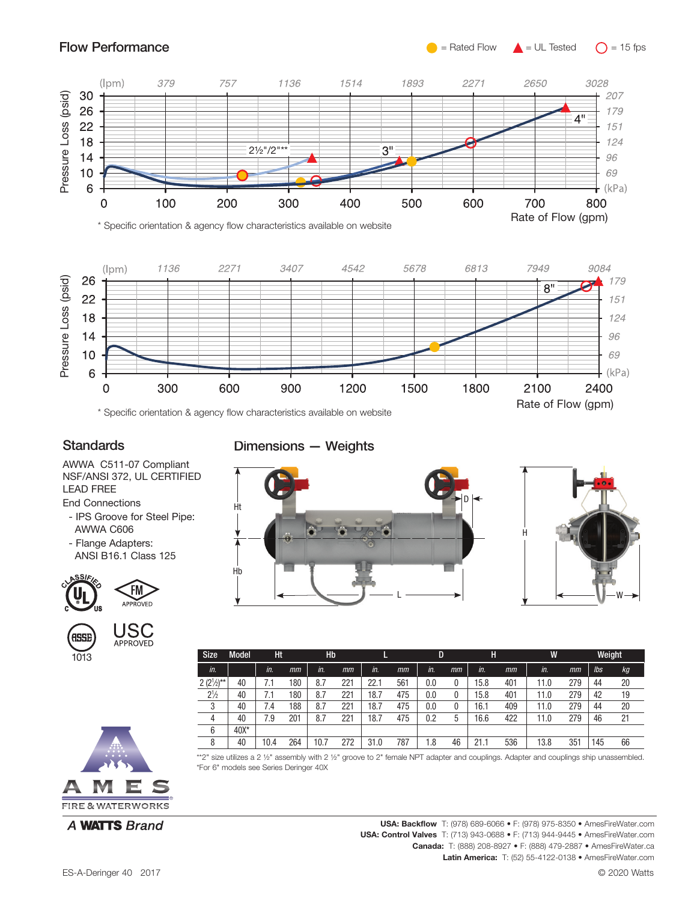## Flow Performance

● = Rated Flow ▲ = UL Tested ○ = 15 fps

(lpm) 379 757 1136 1514 1893 2271 2650 3028

Pressure Loss (psid) 30 26 22 18 14 10 6

207 179 151 124 96 69 (kPa)

2½"/2"** 3" 4"

0 100 200 300 400 500 600 700 800

Rate of Flow (gpm)

\* Specific orientation & agency flow characteristics available on website

(lpm) 1136 2271 3407 4542 5678 6813 7949 9084

Pressure Loss (psid) 26 22 18 14 10 6

179 151 124 96 69 (kPa)

8"

0 300 600 900 1200 1500 1800 2100 2400

Rate of Flow (gpm)

\* Specific orientation & agency flow characteristics available on website

## Standards

AWWA C511-07 Compliant
NSF/ANSI 372, UL CERTIFIED
LEAD FREE
End Connections
- IPS Groove for Steel Pipe: AWWA C606
- Flange Adapters: ANSI B16.1 Class 125

C UL US CLASSIFIED
FM APPROVED
ASSE 1013
USC APPROVED

## Dimensions — Weights

Ht, Hb, L, D, H, W

| Size | Model | Ht | | Hb | | L | | D | | H | | W | | Weight | |
|---|---|---|---|---|---|---|---|---|---|---|---|---|---|---|---|
| in. | | in. | mm | in. | mm | in. | mm | in. | mm | in. | mm | in. | mm | lbs | kg |
| 2 (2½)** | 40 | 7.1 | 180 | 8.7 | 221 | 22.1 | 561 | 0.0 | 0 | 15.8 | 401 | 11.0 | 279 | 44 | 20 |
| 2½ | 40 | 7.1 | 180 | 8.7 | 221 | 18.7 | 475 | 0.0 | 0 | 15.8 | 401 | 11.0 | 279 | 42 | 19 |
| 3 | 40 | 7.4 | 188 | 8.7 | 221 | 18.7 | 475 | 0.0 | 0 | 16.1 | 409 | 11.0 | 279 | 44 | 20 |
| 4 | 40 | 7.9 | 201 | 8.7 | 221 | 18.7 | 475 | 0.2 | 5 | 16.6 | 422 | 11.0 | 279 | 46 | 21 |
| 6 | 40X* | | | | | | | | | | | | | | |
| 8 | 40 | 10.4 | 264 | 10.7 | 272 | 31.0 | 787 | 1.8 | 46 | 21.1 | 536 | 13.8 | 351 | 145 | 66 |

\*\*2" size utilizes a 2 ½" assembly with 2 ½" groove to 2" female NPT adapter and couplings. Adapter and couplings ship unassembled.
\*For 6" models see Series Deringer 40X

AMES FIRE & WATERWORKS
A WATTS Brand

**USA: Backflow** T: (978) 689-6066 • F: (978) 975-8350 • AmesFireWater.com
**USA: Control Valves** T: (713) 943-0688 • F: (713) 944-9445 • AmesFireWater.com
**Canada:** T: (888) 208-8927 • F: (888) 479-2887 • AmesFireWater.ca
**Latin America:** T: (52) 55-4122-0138 • AmesFireWater.com

ES-A-Deringer 40 2017

© 2020 Watts